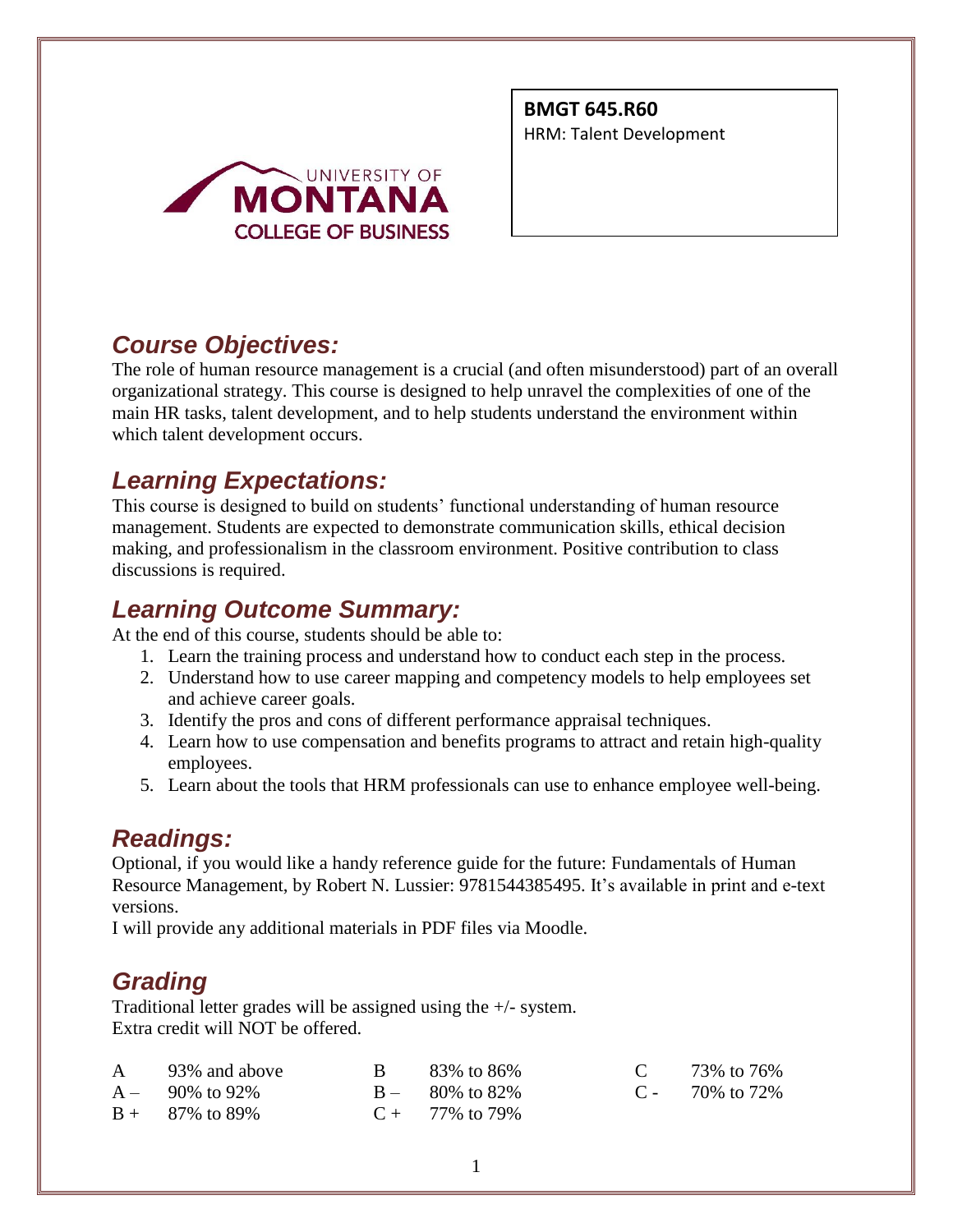**BMGT 645.R60**
HRM: Talent Development

UNIVERSITY OF MONTANA
COLLEGE OF BUSINESS

## Course Objectives:

The role of human resource management is a crucial (and often misunderstood) part of an overall organizational strategy. This course is designed to help unravel the complexities of one of the main HR tasks, talent development, and to help students understand the environment within which talent development occurs.

## Learning Expectations:

This course is designed to build on students' functional understanding of human resource management. Students are expected to demonstrate communication skills, ethical decision making, and professionalism in the classroom environment. Positive contribution to class discussions is required.

## Learning Outcome Summary:

At the end of this course, students should be able to:

1. Learn the training process and understand how to conduct each step in the process.
2. Understand how to use career mapping and competency models to help employees set and achieve career goals.
3. Identify the pros and cons of different performance appraisal techniques.
4. Learn how to use compensation and benefits programs to attract and retain high-quality employees.
5. Learn about the tools that HRM professionals can use to enhance employee well-being.

## Readings:

Optional, if you would like a handy reference guide for the future: Fundamentals of Human Resource Management, by Robert N. Lussier: 9781544385495. It's available in print and e-text versions.

I will provide any additional materials in PDF files via Moodle.

## Grading

Traditional letter grades will be assigned using the +/- system.
Extra credit will NOT be offered.

| Grade | Range | Grade | Range | Grade | Range |
|---|---|---|---|---|---|
| A | 93% and above | B | 83% to 86% | C | 73% to 76% |
| A – | 90% to 92% | B – | 80% to 82% | C - | 70% to 72% |
| B + | 87% to 89% | C + | 77% to 79% | | |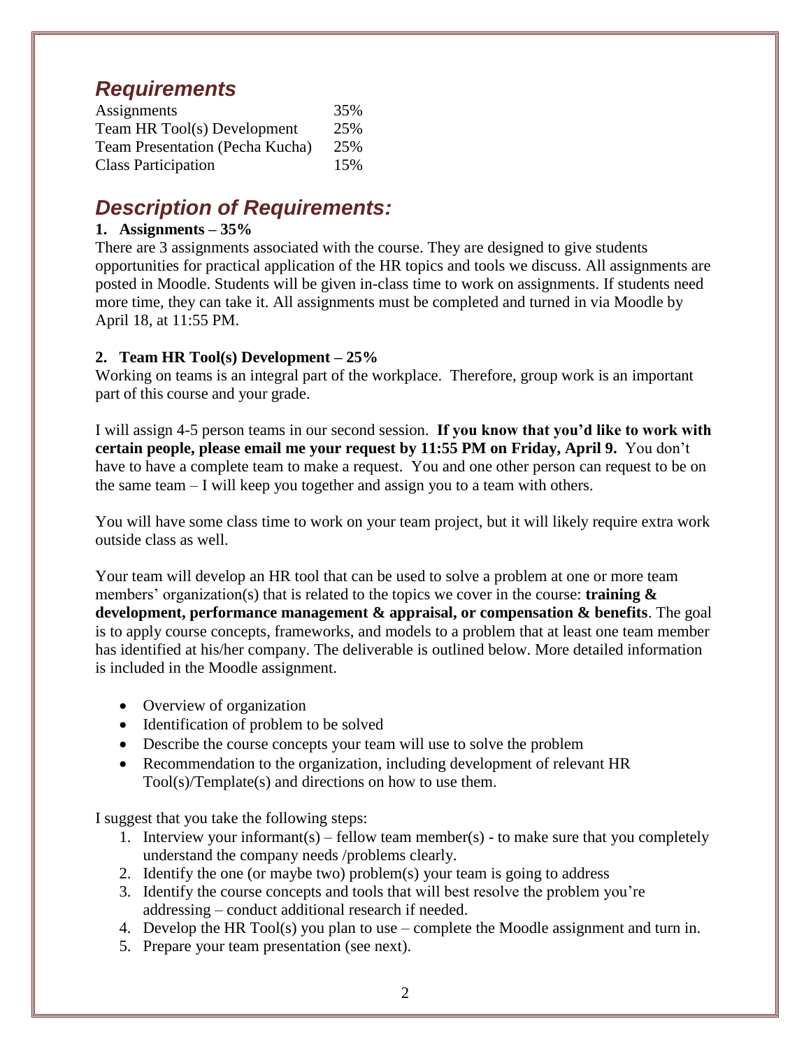## *Requirements*

| | |
|---|---|
| Assignments | 35% |
| Team HR Tool(s) Development | 25% |
| Team Presentation (Pecha Kucha) | 25% |
| Class Participation | 15% |

## *Description of Requirements:*

**1. Assignments – 35%**

There are 3 assignments associated with the course. They are designed to give students opportunities for practical application of the HR topics and tools we discuss. All assignments are posted in Moodle. Students will be given in-class time to work on assignments. If students need more time, they can take it. All assignments must be completed and turned in via Moodle by April 18, at 11:55 PM.

**2. Team HR Tool(s) Development – 25%**

Working on teams is an integral part of the workplace. Therefore, group work is an important part of this course and your grade.

I will assign 4-5 person teams in our second session. **If you know that you'd like to work with certain people, please email me your request by 11:55 PM on Friday, April 9.** You don't have to have a complete team to make a request. You and one other person can request to be on the same team – I will keep you together and assign you to a team with others.

You will have some class time to work on your team project, but it will likely require extra work outside class as well.

Your team will develop an HR tool that can be used to solve a problem at one or more team members' organization(s) that is related to the topics we cover in the course: **training & development, performance management & appraisal, or compensation & benefits**. The goal is to apply course concepts, frameworks, and models to a problem that at least one team member has identified at his/her company. The deliverable is outlined below. More detailed information is included in the Moodle assignment.

- Overview of organization
- Identification of problem to be solved
- Describe the course concepts your team will use to solve the problem
- Recommendation to the organization, including development of relevant HR Tool(s)/Template(s) and directions on how to use them.

I suggest that you take the following steps:

1. Interview your informant(s) – fellow team member(s) - to make sure that you completely understand the company needs /problems clearly.
2. Identify the one (or maybe two) problem(s) your team is going to address
3. Identify the course concepts and tools that will best resolve the problem you're addressing – conduct additional research if needed.
4. Develop the HR Tool(s) you plan to use – complete the Moodle assignment and turn in.
5. Prepare your team presentation (see next).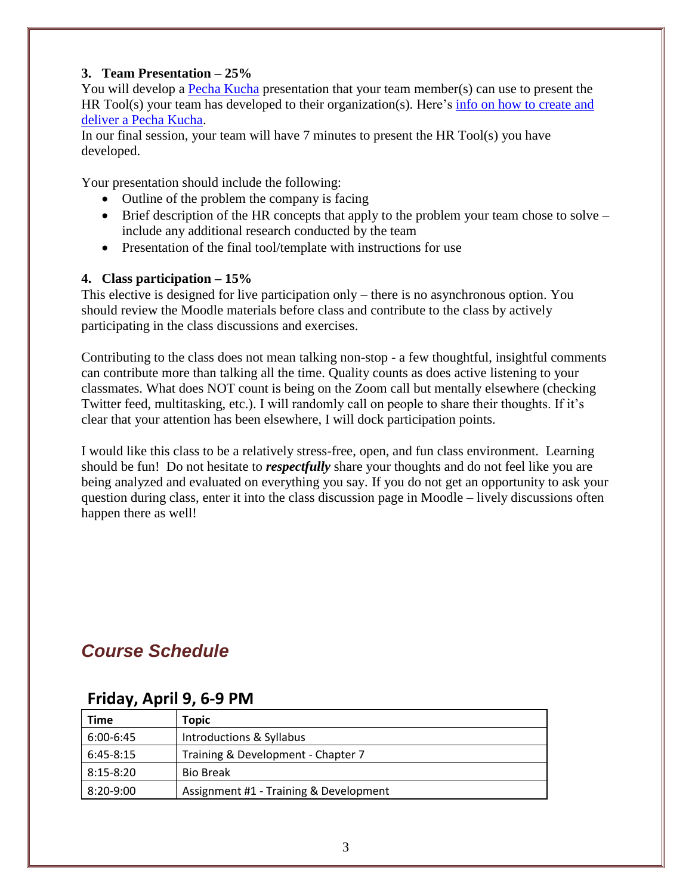### 3. Team Presentation – 25%

You will develop a Pecha Kucha presentation that your team member(s) can use to present the HR Tool(s) your team has developed to their organization(s). Here's info on how to create and deliver a Pecha Kucha.

In our final session, your team will have 7 minutes to present the HR Tool(s) you have developed.

Your presentation should include the following:

- Outline of the problem the company is facing
- Brief description of the HR concepts that apply to the problem your team chose to solve – include any additional research conducted by the team
- Presentation of the final tool/template with instructions for use

### 4. Class participation – 15%

This elective is designed for live participation only – there is no asynchronous option. You should review the Moodle materials before class and contribute to the class by actively participating in the class discussions and exercises.

Contributing to the class does not mean talking non-stop - a few thoughtful, insightful comments can contribute more than talking all the time. Quality counts as does active listening to your classmates. What does NOT count is being on the Zoom call but mentally elsewhere (checking Twitter feed, multitasking, etc.). I will randomly call on people to share their thoughts. If it's clear that your attention has been elsewhere, I will dock participation points.

I would like this class to be a relatively stress-free, open, and fun class environment. Learning should be fun! Do not hesitate to ***respectfully*** share your thoughts and do not feel like you are being analyzed and evaluated on everything you say. If you do not get an opportunity to ask your question during class, enter it into the class discussion page in Moodle – lively discussions often happen there as well!

## *Course Schedule*

### Friday, April 9, 6-9 PM

| Time | Topic |
|---|---|
| 6:00-6:45 | Introductions & Syllabus |
| 6:45-8:15 | Training & Development - Chapter 7 |
| 8:15-8:20 | Bio Break |
| 8:20-9:00 | Assignment #1 - Training & Development |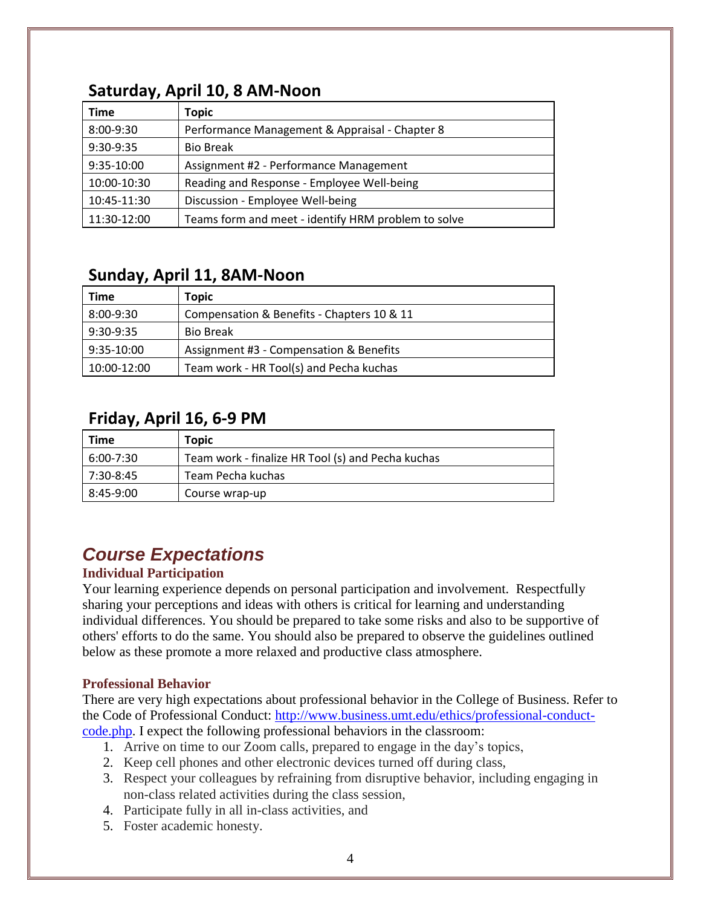## Saturday, April 10, 8 AM-Noon

| Time | Topic |
|---|---|
| 8:00-9:30 | Performance Management & Appraisal - Chapter 8 |
| 9:30-9:35 | Bio Break |
| 9:35-10:00 | Assignment #2 - Performance Management |
| 10:00-10:30 | Reading and Response - Employee Well-being |
| 10:45-11:30 | Discussion - Employee Well-being |
| 11:30-12:00 | Teams form and meet - identify HRM problem to solve |

## Sunday, April 11, 8AM-Noon

| Time | Topic |
|---|---|
| 8:00-9:30 | Compensation & Benefits - Chapters 10 & 11 |
| 9:30-9:35 | Bio Break |
| 9:35-10:00 | Assignment #3 - Compensation & Benefits |
| 10:00-12:00 | Team work - HR Tool(s) and Pecha kuchas |

## Friday, April 16, 6-9 PM

| Time | Topic |
|---|---|
| 6:00-7:30 | Team work - finalize HR Tool (s) and Pecha kuchas |
| 7:30-8:45 | Team Pecha kuchas |
| 8:45-9:00 | Course wrap-up |

# *Course Expectations*

### Individual Participation

Your learning experience depends on personal participation and involvement. Respectfully sharing your perceptions and ideas with others is critical for learning and understanding individual differences. You should be prepared to take some risks and also to be supportive of others' efforts to do the same. You should also be prepared to observe the guidelines outlined below as these promote a more relaxed and productive class atmosphere.

### Professional Behavior

There are very high expectations about professional behavior in the College of Business. Refer to the Code of Professional Conduct: http://www.business.umt.edu/ethics/professional-conduct-code.php. I expect the following professional behaviors in the classroom:

1. Arrive on time to our Zoom calls, prepared to engage in the day's topics,
2. Keep cell phones and other electronic devices turned off during class,
3. Respect your colleagues by refraining from disruptive behavior, including engaging in non-class related activities during the class session,
4. Participate fully in all in-class activities, and
5. Foster academic honesty.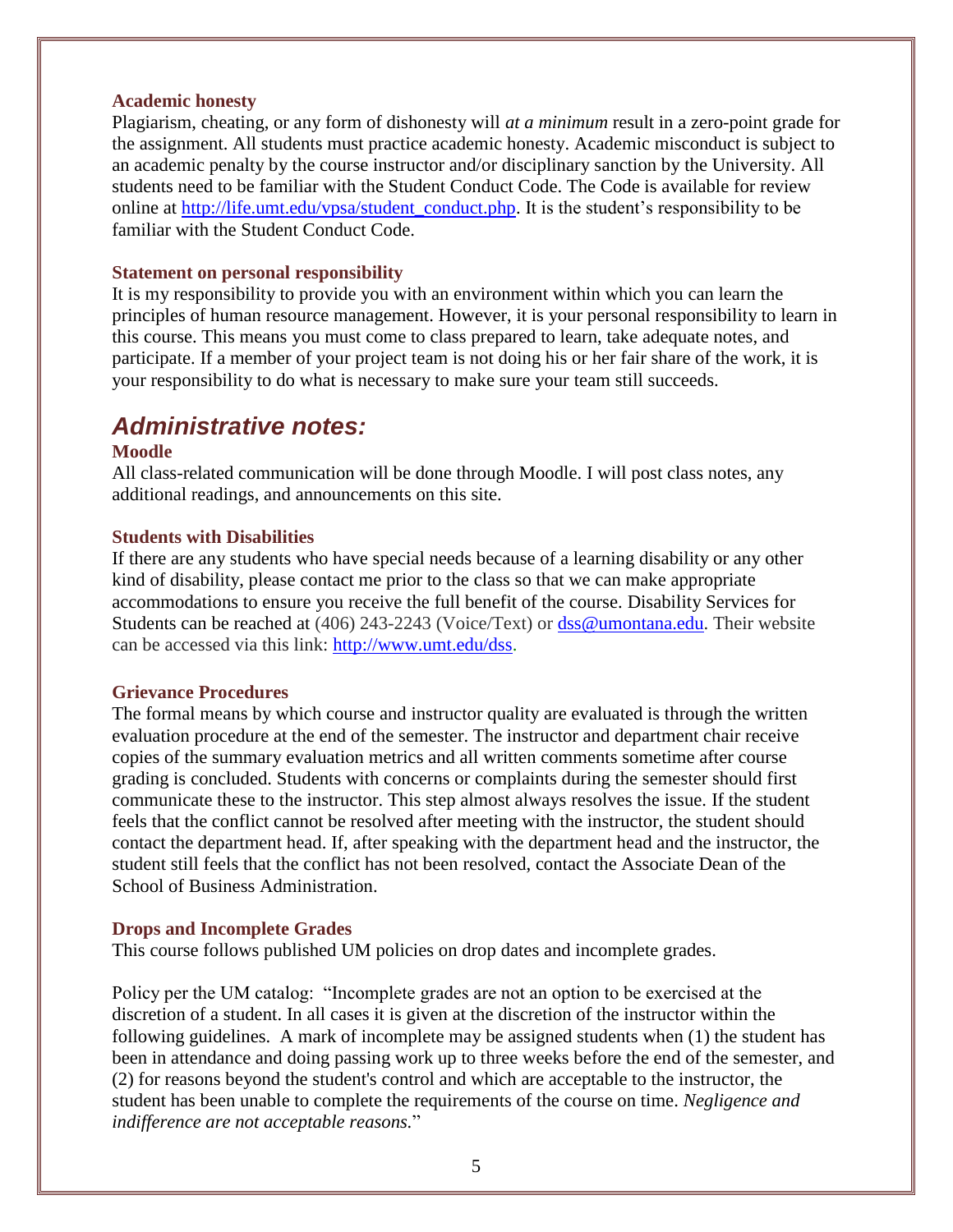### Academic honesty

Plagiarism, cheating, or any form of dishonesty will *at a minimum* result in a zero-point grade for the assignment. All students must practice academic honesty. Academic misconduct is subject to an academic penalty by the course instructor and/or disciplinary sanction by the University. All students need to be familiar with the Student Conduct Code. The Code is available for review online at http://life.umt.edu/vpsa/student_conduct.php. It is the student's responsibility to be familiar with the Student Conduct Code.

### Statement on personal responsibility

It is my responsibility to provide you with an environment within which you can learn the principles of human resource management. However, it is your personal responsibility to learn in this course. This means you must come to class prepared to learn, take adequate notes, and participate. If a member of your project team is not doing his or her fair share of the work, it is your responsibility to do what is necessary to make sure your team still succeeds.

## *Administrative notes:*

### Moodle

All class-related communication will be done through Moodle. I will post class notes, any additional readings, and announcements on this site.

### Students with Disabilities

If there are any students who have special needs because of a learning disability or any other kind of disability, please contact me prior to the class so that we can make appropriate accommodations to ensure you receive the full benefit of the course. Disability Services for Students can be reached at (406) 243-2243 (Voice/Text) or dss@umontana.edu. Their website can be accessed via this link: http://www.umt.edu/dss.

### Grievance Procedures

The formal means by which course and instructor quality are evaluated is through the written evaluation procedure at the end of the semester. The instructor and department chair receive copies of the summary evaluation metrics and all written comments sometime after course grading is concluded. Students with concerns or complaints during the semester should first communicate these to the instructor. This step almost always resolves the issue. If the student feels that the conflict cannot be resolved after meeting with the instructor, the student should contact the department head. If, after speaking with the department head and the instructor, the student still feels that the conflict has not been resolved, contact the Associate Dean of the School of Business Administration.

### Drops and Incomplete Grades

This course follows published UM policies on drop dates and incomplete grades.

Policy per the UM catalog: "Incomplete grades are not an option to be exercised at the discretion of a student. In all cases it is given at the discretion of the instructor within the following guidelines. A mark of incomplete may be assigned students when (1) the student has been in attendance and doing passing work up to three weeks before the end of the semester, and (2) for reasons beyond the student's control and which are acceptable to the instructor, the student has been unable to complete the requirements of the course on time. *Negligence and indifference are not acceptable reasons.*"